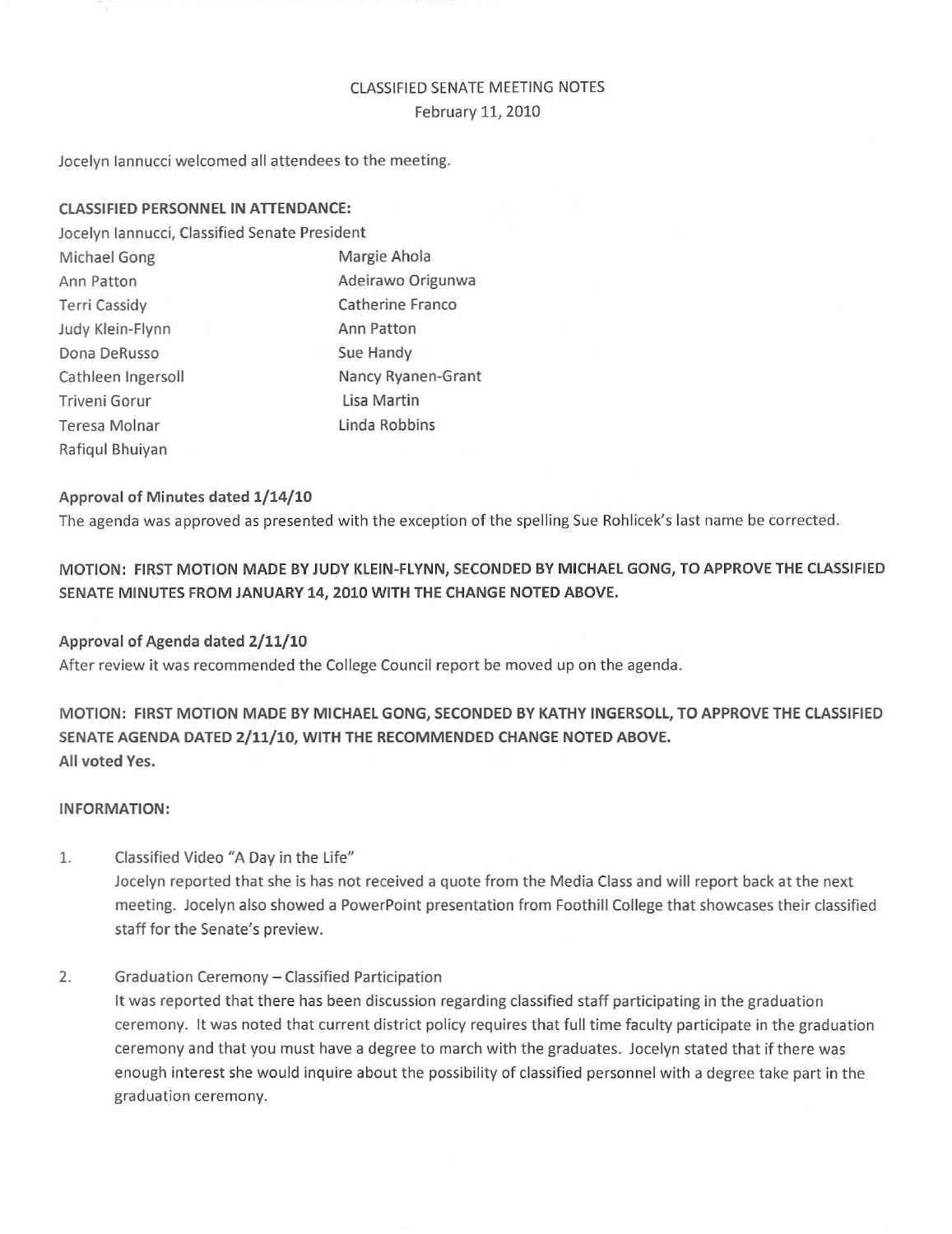CLASSIFIED SENATE MEETING NOTES

February 11, 2010

Jocelyn Iannucci welcomed all attendees to the meeting.

**CLASSIFIED PERSONNEL IN ATTENDANCE:**

Jocelyn Iannucci, Classified Senate President

Michael Gong
Ann Patton
Terri Cassidy
Judy Klein-Flynn
Dona DeRusso
Cathleen Ingersoll
Triveni Gorur
Teresa Molnar
Rafiqul Bhuiyan
Margie Ahola
Adeirawo Origunwa
Catherine Franco
Ann Patton
Sue Handy
Nancy Ryanen-Grant
Lisa Martin
Linda Robbins

**Approval of Minutes dated 1/14/10**

The agenda was approved as presented with the exception of the spelling Sue Rohlicek's last name be corrected.

**MOTION: FIRST MOTION MADE BY JUDY KLEIN-FLYNN, SECONDED BY MICHAEL GONG, TO APPROVE THE CLASSIFIED SENATE MINUTES FROM JANUARY 14, 2010 WITH THE CHANGE NOTED ABOVE.**

**Approval of Agenda dated 2/11/10**

After review it was recommended the College Council report be moved up on the agenda.

**MOTION: FIRST MOTION MADE BY MICHAEL GONG, SECONDED BY KATHY INGERSOLL, TO APPROVE THE CLASSIFIED SENATE AGENDA DATED 2/11/10, WITH THE RECOMMENDED CHANGE NOTED ABOVE.**
**All voted Yes.**

**INFORMATION:**

1. Classified Video "A Day in the Life"
   Jocelyn reported that she is has not received a quote from the Media Class and will report back at the next meeting. Jocelyn also showed a PowerPoint presentation from Foothill College that showcases their classified staff for the Senate's preview.

2. Graduation Ceremony – Classified Participation
   It was reported that there has been discussion regarding classified staff participating in the graduation ceremony. It was noted that current district policy requires that full time faculty participate in the graduation ceremony and that you must have a degree to march with the graduates. Jocelyn stated that if there was enough interest she would inquire about the possibility of classified personnel with a degree take part in the graduation ceremony.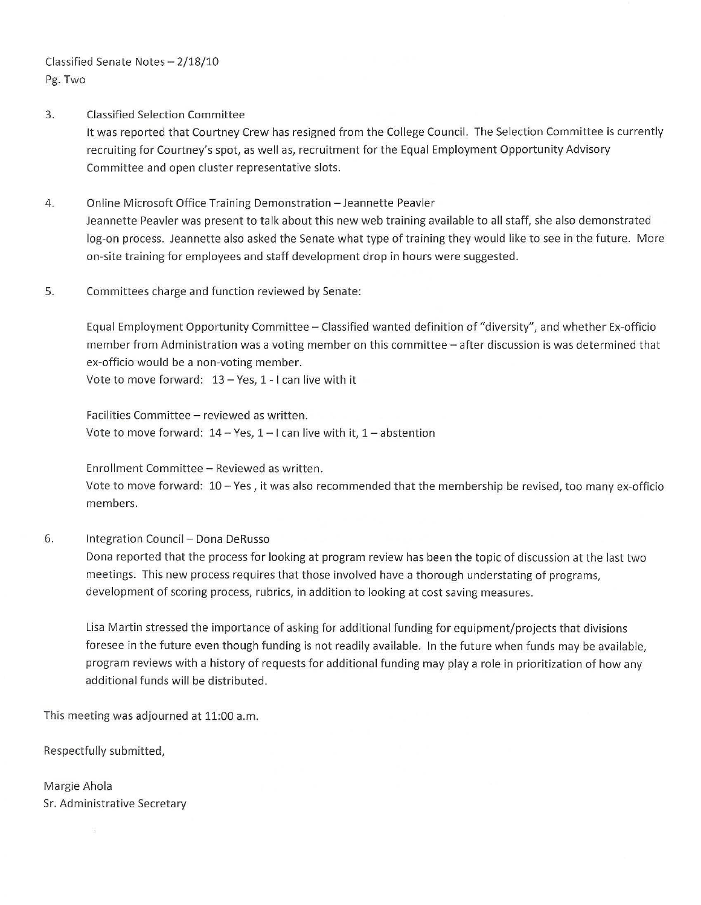Classified Senate Notes – 2/18/10
Pg. Two

3. Classified Selection Committee
   It was reported that Courtney Crew has resigned from the College Council. The Selection Committee is currently recruiting for Courtney's spot, as well as, recruitment for the Equal Employment Opportunity Advisory Committee and open cluster representative slots.

4. Online Microsoft Office Training Demonstration – Jeannette Peavler
   Jeannette Peavler was present to talk about this new web training available to all staff, she also demonstrated log-on process. Jeannette also asked the Senate what type of training they would like to see in the future. More on-site training for employees and staff development drop in hours were suggested.

5. Committees charge and function reviewed by Senate:

   Equal Employment Opportunity Committee – Classified wanted definition of "diversity", and whether Ex-officio member from Administration was a voting member on this committee – after discussion is was determined that ex-officio would be a non-voting member.
   Vote to move forward: 13 – Yes, 1 - I can live with it

   Facilities Committee – reviewed as written.
   Vote to move forward: 14 – Yes, 1 – I can live with it, 1 – abstention

   Enrollment Committee – Reviewed as written.
   Vote to move forward: 10 – Yes , it was also recommended that the membership be revised, too many ex-officio members.

6. Integration Council – Dona DeRusso
   Dona reported that the process for looking at program review has been the topic of discussion at the last two meetings. This new process requires that those involved have a thorough understating of programs, development of scoring process, rubrics, in addition to looking at cost saving measures.

   Lisa Martin stressed the importance of asking for additional funding for equipment/projects that divisions foresee in the future even though funding is not readily available. In the future when funds may be available, program reviews with a history of requests for additional funding may play a role in prioritization of how any additional funds will be distributed.

This meeting was adjourned at 11:00 a.m.

Respectfully submitted,

Margie Ahola
Sr. Administrative Secretary